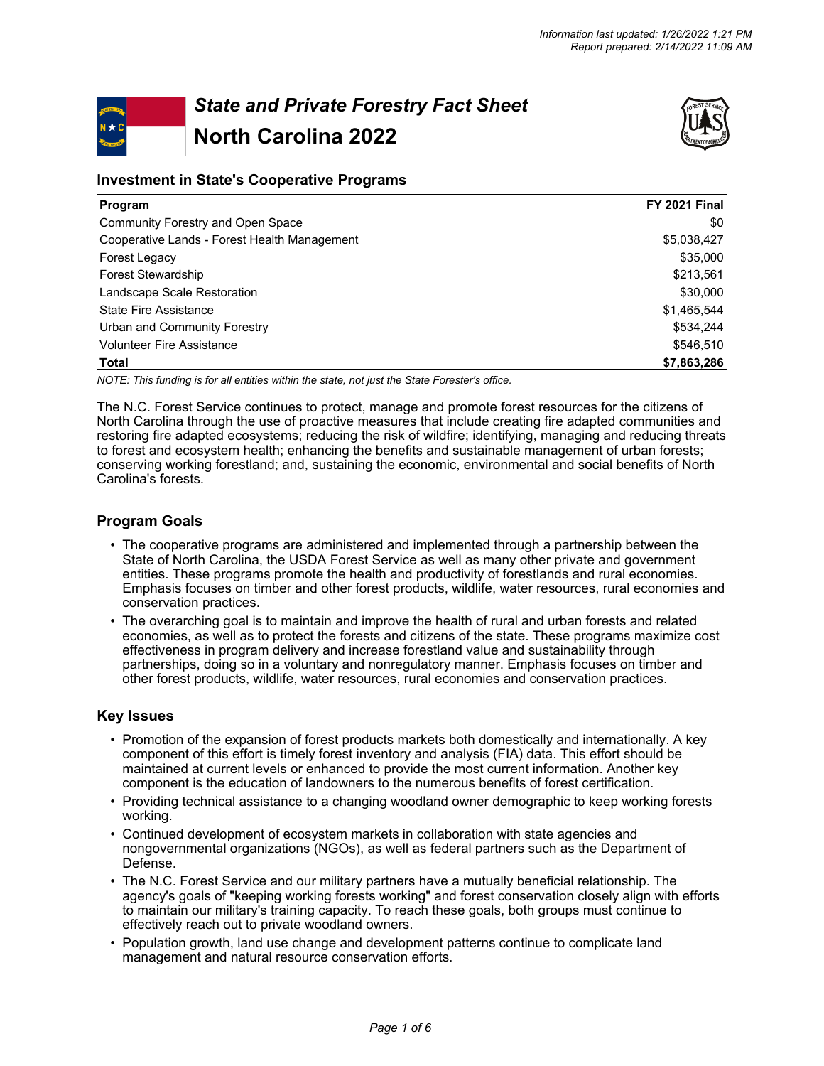*Information last updated: 1/26/2022 1:21 PM*
*Report prepared: 2/14/2022 11:09 AM*

# *State and Private Forestry Fact Sheet*
# North Carolina 2022

## Investment in State's Cooperative Programs

| Program | FY 2021 Final |
|---|---|
| Community Forestry and Open Space | $0 |
| Cooperative Lands - Forest Health Management | $5,038,427 |
| Forest Legacy | $35,000 |
| Forest Stewardship | $213,561 |
| Landscape Scale Restoration | $30,000 |
| State Fire Assistance | $1,465,544 |
| Urban and Community Forestry | $534,244 |
| Volunteer Fire Assistance | $546,510 |
| **Total** | **$7,863,286** |

*NOTE: This funding is for all entities within the state, not just the State Forester's office.*

The N.C. Forest Service continues to protect, manage and promote forest resources for the citizens of North Carolina through the use of proactive measures that include creating fire adapted communities and restoring fire adapted ecosystems; reducing the risk of wildfire; identifying, managing and reducing threats to forest and ecosystem health; enhancing the benefits and sustainable management of urban forests; conserving working forestland; and, sustaining the economic, environmental and social benefits of North Carolina's forests.

## Program Goals

- The cooperative programs are administered and implemented through a partnership between the State of North Carolina, the USDA Forest Service as well as many other private and government entities. These programs promote the health and productivity of forestlands and rural economies. Emphasis focuses on timber and other forest products, wildlife, water resources, rural economies and conservation practices.
- The overarching goal is to maintain and improve the health of rural and urban forests and related economies, as well as to protect the forests and citizens of the state. These programs maximize cost effectiveness in program delivery and increase forestland value and sustainability through partnerships, doing so in a voluntary and nonregulatory manner. Emphasis focuses on timber and other forest products, wildlife, water resources, rural economies and conservation practices.

## Key Issues

- Promotion of the expansion of forest products markets both domestically and internationally. A key component of this effort is timely forest inventory and analysis (FIA) data. This effort should be maintained at current levels or enhanced to provide the most current information. Another key component is the education of landowners to the numerous benefits of forest certification.
- Providing technical assistance to a changing woodland owner demographic to keep working forests working.
- Continued development of ecosystem markets in collaboration with state agencies and nongovernmental organizations (NGOs), as well as federal partners such as the Department of Defense.
- The N.C. Forest Service and our military partners have a mutually beneficial relationship. The agency's goals of "keeping working forests working" and forest conservation closely align with efforts to maintain our military's training capacity. To reach these goals, both groups must continue to effectively reach out to private woodland owners.
- Population growth, land use change and development patterns continue to complicate land management and natural resource conservation efforts.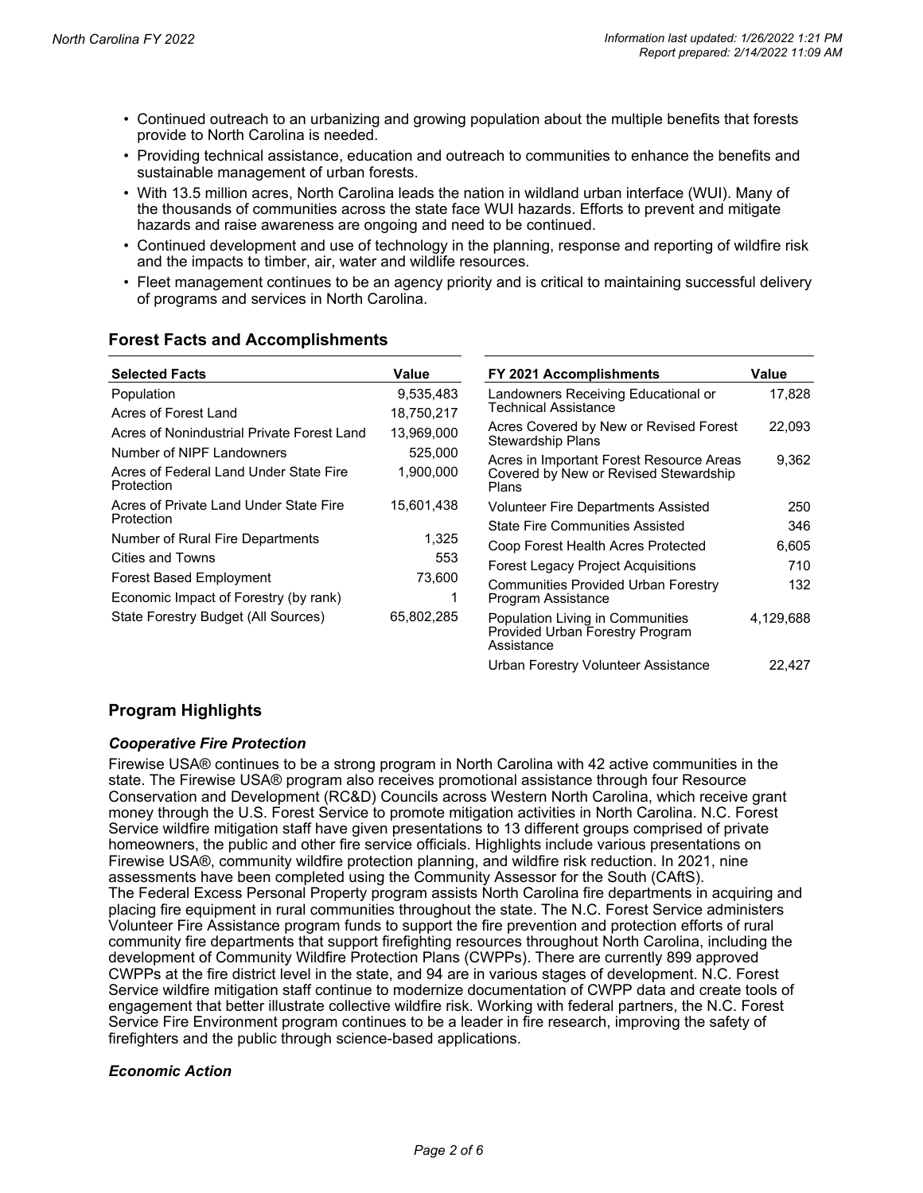- Continued outreach to an urbanizing and growing population about the multiple benefits that forests provide to North Carolina is needed.
- Providing technical assistance, education and outreach to communities to enhance the benefits and sustainable management of urban forests.
- With 13.5 million acres, North Carolina leads the nation in wildland urban interface (WUI). Many of the thousands of communities across the state face WUI hazards. Efforts to prevent and mitigate hazards and raise awareness are ongoing and need to be continued.
- Continued development and use of technology in the planning, response and reporting of wildfire risk and the impacts to timber, air, water and wildlife resources.
- Fleet management continues to be an agency priority and is critical to maintaining successful delivery of programs and services in North Carolina.

## Forest Facts and Accomplishments

| Selected Facts | Value |
|---|---|
| Population | 9,535,483 |
| Acres of Forest Land | 18,750,217 |
| Acres of Nonindustrial Private Forest Land | 13,969,000 |
| Number of NIPF Landowners | 525,000 |
| Acres of Federal Land Under State Fire Protection | 1,900,000 |
| Acres of Private Land Under State Fire Protection | 15,601,438 |
| Number of Rural Fire Departments | 1,325 |
| Cities and Towns | 553 |
| Forest Based Employment | 73,600 |
| Economic Impact of Forestry (by rank) | 1 |
| State Forestry Budget (All Sources) | 65,802,285 |

| FY 2021 Accomplishments | Value |
|---|---|
| Landowners Receiving Educational or Technical Assistance | 17,828 |
| Acres Covered by New or Revised Forest Stewardship Plans | 22,093 |
| Acres in Important Forest Resource Areas Covered by New or Revised Stewardship Plans | 9,362 |
| Volunteer Fire Departments Assisted | 250 |
| State Fire Communities Assisted | 346 |
| Coop Forest Health Acres Protected | 6,605 |
| Forest Legacy Project Acquisitions | 710 |
| Communities Provided Urban Forestry Program Assistance | 132 |
| Population Living in Communities Provided Urban Forestry Program Assistance | 4,129,688 |
| Urban Forestry Volunteer Assistance | 22,427 |

## Program Highlights

### *Cooperative Fire Protection*

Firewise USA® continues to be a strong program in North Carolina with 42 active communities in the state. The Firewise USA® program also receives promotional assistance through four Resource Conservation and Development (RC&D) Councils across Western North Carolina, which receive grant money through the U.S. Forest Service to promote mitigation activities in North Carolina. N.C. Forest Service wildfire mitigation staff have given presentations to 13 different groups comprised of private homeowners, the public and other fire service officials. Highlights include various presentations on Firewise USA®, community wildfire protection planning, and wildfire risk reduction. In 2021, nine assessments have been completed using the Community Assessor for the South (CAftS).
The Federal Excess Personal Property program assists North Carolina fire departments in acquiring and placing fire equipment in rural communities throughout the state. The N.C. Forest Service administers Volunteer Fire Assistance program funds to support the fire prevention and protection efforts of rural community fire departments that support firefighting resources throughout North Carolina, including the development of Community Wildfire Protection Plans (CWPPs). There are currently 899 approved CWPPs at the fire district level in the state, and 94 are in various stages of development. N.C. Forest Service wildfire mitigation staff continue to modernize documentation of CWPP data and create tools of engagement that better illustrate collective wildfire risk. Working with federal partners, the N.C. Forest Service Fire Environment program continues to be a leader in fire research, improving the safety of firefighters and the public through science-based applications.

### *Economic Action*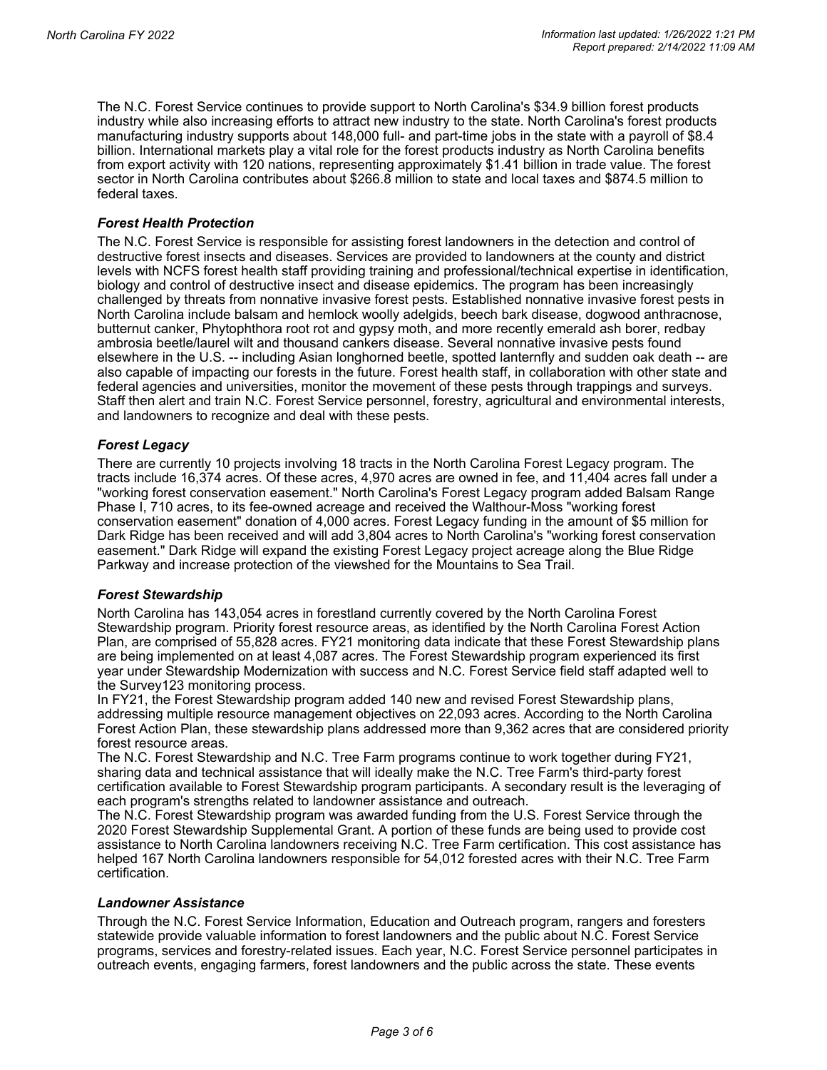The N.C. Forest Service continues to provide support to North Carolina's $34.9 billion forest products industry while also increasing efforts to attract new industry to the state. North Carolina's forest products manufacturing industry supports about 148,000 full- and part-time jobs in the state with a payroll of $8.4 billion. International markets play a vital role for the forest products industry as North Carolina benefits from export activity with 120 nations, representing approximately $1.41 billion in trade value. The forest sector in North Carolina contributes about $266.8 million to state and local taxes and $874.5 million to federal taxes.

### *Forest Health Protection*

The N.C. Forest Service is responsible for assisting forest landowners in the detection and control of destructive forest insects and diseases. Services are provided to landowners at the county and district levels with NCFS forest health staff providing training and professional/technical expertise in identification, biology and control of destructive insect and disease epidemics. The program has been increasingly challenged by threats from nonnative invasive forest pests. Established nonnative invasive forest pests in North Carolina include balsam and hemlock woolly adelgids, beech bark disease, dogwood anthracnose, butternut canker, Phytophthora root rot and gypsy moth, and more recently emerald ash borer, redbay ambrosia beetle/laurel wilt and thousand cankers disease. Several nonnative invasive pests found elsewhere in the U.S. -- including Asian longhorned beetle, spotted lanternfly and sudden oak death -- are also capable of impacting our forests in the future. Forest health staff, in collaboration with other state and federal agencies and universities, monitor the movement of these pests through trappings and surveys. Staff then alert and train N.C. Forest Service personnel, forestry, agricultural and environmental interests, and landowners to recognize and deal with these pests.

### *Forest Legacy*

There are currently 10 projects involving 18 tracts in the North Carolina Forest Legacy program. The tracts include 16,374 acres. Of these acres, 4,970 acres are owned in fee, and 11,404 acres fall under a "working forest conservation easement." North Carolina's Forest Legacy program added Balsam Range Phase I, 710 acres, to its fee-owned acreage and received the Walthour-Moss "working forest conservation easement" donation of 4,000 acres. Forest Legacy funding in the amount of $5 million for Dark Ridge has been received and will add 3,804 acres to North Carolina's "working forest conservation easement." Dark Ridge will expand the existing Forest Legacy project acreage along the Blue Ridge Parkway and increase protection of the viewshed for the Mountains to Sea Trail.

### *Forest Stewardship*

North Carolina has 143,054 acres in forestland currently covered by the North Carolina Forest Stewardship program. Priority forest resource areas, as identified by the North Carolina Forest Action Plan, are comprised of 55,828 acres. FY21 monitoring data indicate that these Forest Stewardship plans are being implemented on at least 4,087 acres. The Forest Stewardship program experienced its first year under Stewardship Modernization with success and N.C. Forest Service field staff adapted well to the Survey123 monitoring process.

In FY21, the Forest Stewardship program added 140 new and revised Forest Stewardship plans, addressing multiple resource management objectives on 22,093 acres. According to the North Carolina Forest Action Plan, these stewardship plans addressed more than 9,362 acres that are considered priority forest resource areas.

The N.C. Forest Stewardship and N.C. Tree Farm programs continue to work together during FY21, sharing data and technical assistance that will ideally make the N.C. Tree Farm's third-party forest certification available to Forest Stewardship program participants. A secondary result is the leveraging of each program's strengths related to landowner assistance and outreach.

The N.C. Forest Stewardship program was awarded funding from the U.S. Forest Service through the 2020 Forest Stewardship Supplemental Grant. A portion of these funds are being used to provide cost assistance to North Carolina landowners receiving N.C. Tree Farm certification. This cost assistance has helped 167 North Carolina landowners responsible for 54,012 forested acres with their N.C. Tree Farm certification.

### *Landowner Assistance*

Through the N.C. Forest Service Information, Education and Outreach program, rangers and foresters statewide provide valuable information to forest landowners and the public about N.C. Forest Service programs, services and forestry-related issues. Each year, N.C. Forest Service personnel participates in outreach events, engaging farmers, forest landowners and the public across the state. These events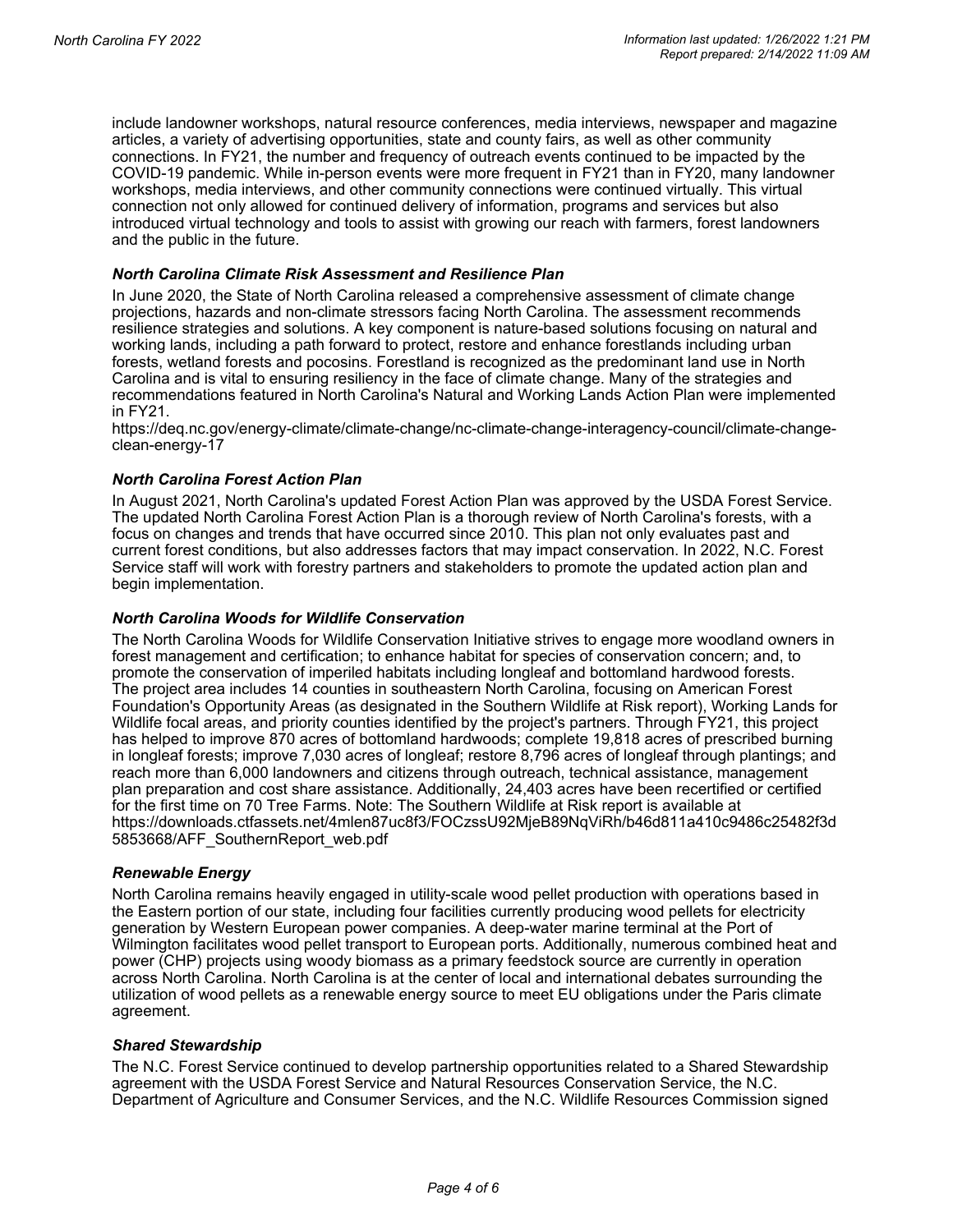include landowner workshops, natural resource conferences, media interviews, newspaper and magazine articles, a variety of advertising opportunities, state and county fairs, as well as other community connections. In FY21, the number and frequency of outreach events continued to be impacted by the COVID-19 pandemic. While in-person events were more frequent in FY21 than in FY20, many landowner workshops, media interviews, and other community connections were continued virtually. This virtual connection not only allowed for continued delivery of information, programs and services but also introduced virtual technology and tools to assist with growing our reach with farmers, forest landowners and the public in the future.

### *North Carolina Climate Risk Assessment and Resilience Plan*

In June 2020, the State of North Carolina released a comprehensive assessment of climate change projections, hazards and non-climate stressors facing North Carolina. The assessment recommends resilience strategies and solutions. A key component is nature-based solutions focusing on natural and working lands, including a path forward to protect, restore and enhance forestlands including urban forests, wetland forests and pocosins. Forestland is recognized as the predominant land use in North Carolina and is vital to ensuring resiliency in the face of climate change. Many of the strategies and recommendations featured in North Carolina's Natural and Working Lands Action Plan were implemented in FY21.
https://deq.nc.gov/energy-climate/climate-change/nc-climate-change-interagency-council/climate-change-clean-energy-17

### *North Carolina Forest Action Plan*

In August 2021, North Carolina's updated Forest Action Plan was approved by the USDA Forest Service. The updated North Carolina Forest Action Plan is a thorough review of North Carolina's forests, with a focus on changes and trends that have occurred since 2010. This plan not only evaluates past and current forest conditions, but also addresses factors that may impact conservation. In 2022, N.C. Forest Service staff will work with forestry partners and stakeholders to promote the updated action plan and begin implementation.

### *North Carolina Woods for Wildlife Conservation*

The North Carolina Woods for Wildlife Conservation Initiative strives to engage more woodland owners in forest management and certification; to enhance habitat for species of conservation concern; and, to promote the conservation of imperiled habitats including longleaf and bottomland hardwood forests.
The project area includes 14 counties in southeastern North Carolina, focusing on American Forest Foundation's Opportunity Areas (as designated in the Southern Wildlife at Risk report), Working Lands for Wildlife focal areas, and priority counties identified by the project's partners. Through FY21, this project has helped to improve 870 acres of bottomland hardwoods; complete 19,818 acres of prescribed burning in longleaf forests; improve 7,030 acres of longleaf; restore 8,796 acres of longleaf through plantings; and reach more than 6,000 landowners and citizens through outreach, technical assistance, management plan preparation and cost share assistance. Additionally, 24,403 acres have been recertified or certified for the first time on 70 Tree Farms. Note: The Southern Wildlife at Risk report is available at https://downloads.ctfassets.net/4mlen87uc8f3/FOCzssU92MjeB89NqViRh/b46d811a410c9486c25482f3d5853668/AFF_SouthernReport_web.pdf

### *Renewable Energy*

North Carolina remains heavily engaged in utility-scale wood pellet production with operations based in the Eastern portion of our state, including four facilities currently producing wood pellets for electricity generation by Western European power companies. A deep-water marine terminal at the Port of Wilmington facilitates wood pellet transport to European ports. Additionally, numerous combined heat and power (CHP) projects using woody biomass as a primary feedstock source are currently in operation across North Carolina. North Carolina is at the center of local and international debates surrounding the utilization of wood pellets as a renewable energy source to meet EU obligations under the Paris climate agreement.

### *Shared Stewardship*

The N.C. Forest Service continued to develop partnership opportunities related to a Shared Stewardship agreement with the USDA Forest Service and Natural Resources Conservation Service, the N.C. Department of Agriculture and Consumer Services, and the N.C. Wildlife Resources Commission signed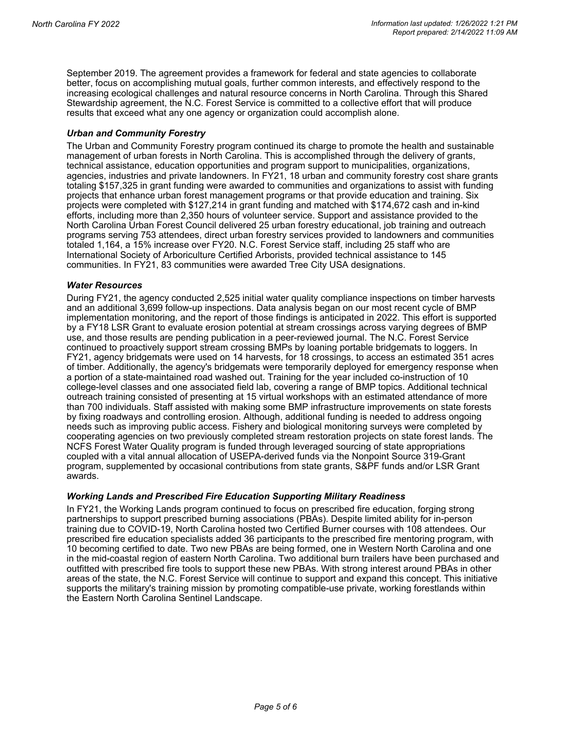September 2019. The agreement provides a framework for federal and state agencies to collaborate better, focus on accomplishing mutual goals, further common interests, and effectively respond to the increasing ecological challenges and natural resource concerns in North Carolina. Through this Shared Stewardship agreement, the N.C. Forest Service is committed to a collective effort that will produce results that exceed what any one agency or organization could accomplish alone.

### *Urban and Community Forestry*

The Urban and Community Forestry program continued its charge to promote the health and sustainable management of urban forests in North Carolina. This is accomplished through the delivery of grants, technical assistance, education opportunities and program support to municipalities, organizations, agencies, industries and private landowners. In FY21, 18 urban and community forestry cost share grants totaling $157,325 in grant funding were awarded to communities and organizations to assist with funding projects that enhance urban forest management programs or that provide education and training. Six projects were completed with $127,214 in grant funding and matched with $174,672 cash and in-kind efforts, including more than 2,350 hours of volunteer service. Support and assistance provided to the North Carolina Urban Forest Council delivered 25 urban forestry educational, job training and outreach programs serving 753 attendees, direct urban forestry services provided to landowners and communities totaled 1,164, a 15% increase over FY20. N.C. Forest Service staff, including 25 staff who are International Society of Arboriculture Certified Arborists, provided technical assistance to 145 communities. In FY21, 83 communities were awarded Tree City USA designations.

### *Water Resources*

During FY21, the agency conducted 2,525 initial water quality compliance inspections on timber harvests and an additional 3,699 follow-up inspections. Data analysis began on our most recent cycle of BMP implementation monitoring, and the report of those findings is anticipated in 2022. This effort is supported by a FY18 LSR Grant to evaluate erosion potential at stream crossings across varying degrees of BMP use, and those results are pending publication in a peer-reviewed journal. The N.C. Forest Service continued to proactively support stream crossing BMPs by loaning portable bridgemats to loggers. In FY21, agency bridgemats were used on 14 harvests, for 18 crossings, to access an estimated 351 acres of timber. Additionally, the agency's bridgemats were temporarily deployed for emergency response when a portion of a state-maintained road washed out. Training for the year included co-instruction of 10 college-level classes and one associated field lab, covering a range of BMP topics. Additional technical outreach training consisted of presenting at 15 virtual workshops with an estimated attendance of more than 700 individuals. Staff assisted with making some BMP infrastructure improvements on state forests by fixing roadways and controlling erosion. Although, additional funding is needed to address ongoing needs such as improving public access. Fishery and biological monitoring surveys were completed by cooperating agencies on two previously completed stream restoration projects on state forest lands. The NCFS Forest Water Quality program is funded through leveraged sourcing of state appropriations coupled with a vital annual allocation of USEPA-derived funds via the Nonpoint Source 319-Grant program, supplemented by occasional contributions from state grants, S&PF funds and/or LSR Grant awards.

### *Working Lands and Prescribed Fire Education Supporting Military Readiness*

In FY21, the Working Lands program continued to focus on prescribed fire education, forging strong partnerships to support prescribed burning associations (PBAs). Despite limited ability for in-person training due to COVID-19, North Carolina hosted two Certified Burner courses with 108 attendees. Our prescribed fire education specialists added 36 participants to the prescribed fire mentoring program, with 10 becoming certified to date. Two new PBAs are being formed, one in Western North Carolina and one in the mid-coastal region of eastern North Carolina. Two additional burn trailers have been purchased and outfitted with prescribed fire tools to support these new PBAs. With strong interest around PBAs in other areas of the state, the N.C. Forest Service will continue to support and expand this concept. This initiative supports the military's training mission by promoting compatible-use private, working forestlands within the Eastern North Carolina Sentinel Landscape.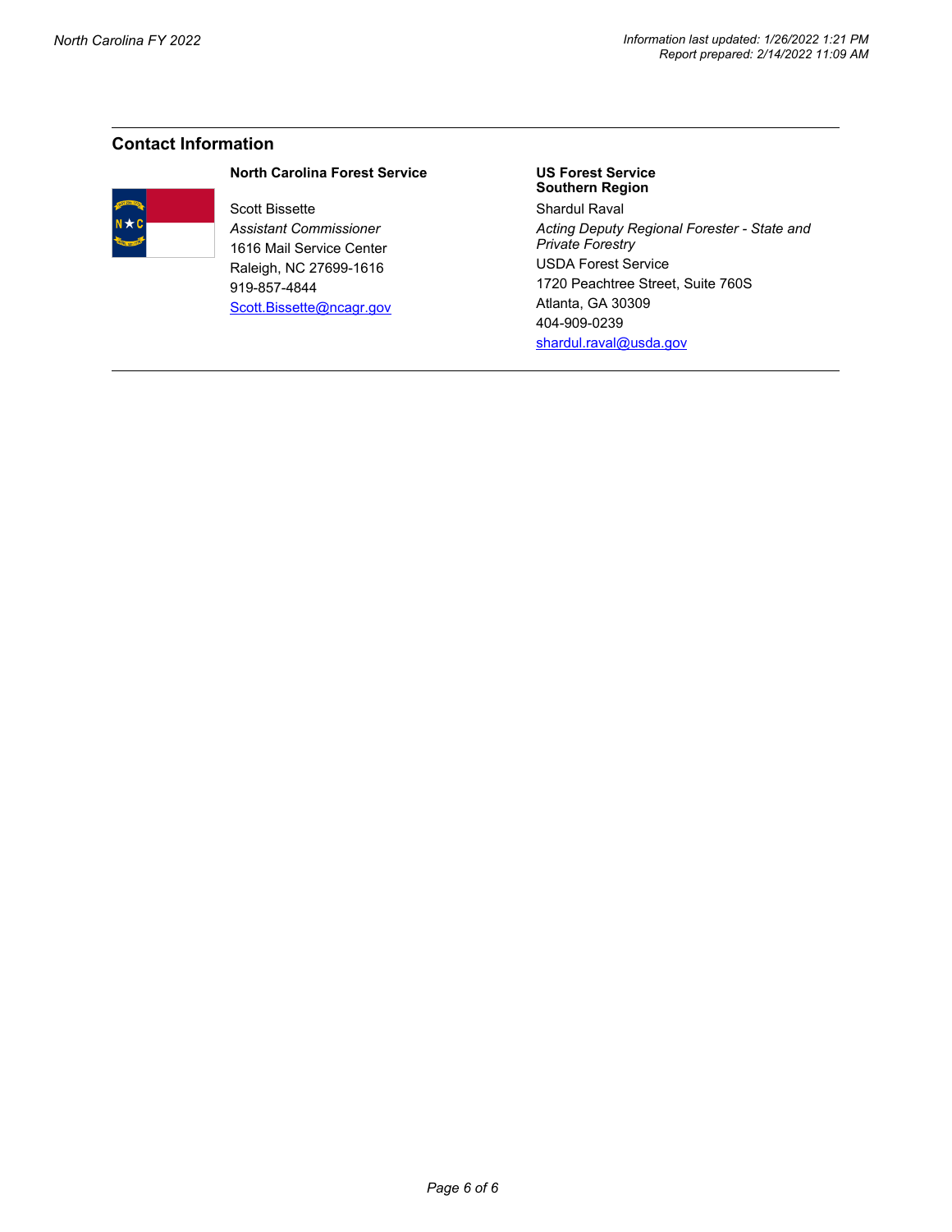## Contact Information

**North Carolina Forest Service**

Scott Bissette
*Assistant Commissioner*
1616 Mail Service Center
Raleigh, NC 27699-1616
919-857-4844
Scott.Bissette@ncagr.gov

**US Forest Service**
**Southern Region**

Shardul Raval
*Acting Deputy Regional Forester - State and Private Forestry*
USDA Forest Service
1720 Peachtree Street, Suite 760S
Atlanta, GA 30309
404-909-0239
shardul.raval@usda.gov